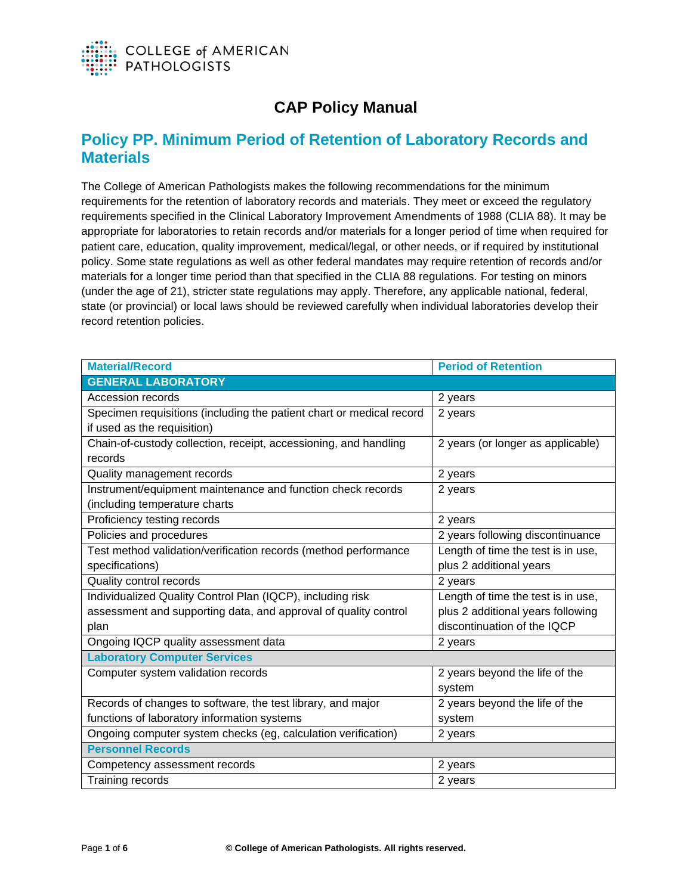# CAP Policy Manual

## Policy PP. Minimum Period of Retention of Laboratory Records and Materials

The College of American Pathologists makes the following recommendations for the minimum requirements for the retention of laboratory records and materials. They meet or exceed the regulatory requirements specified in the Clinical Laboratory Improvement Amendments of 1988 (CLIA 88). It may be appropriate for laboratories to retain records and/or materials for a longer period of time when required for patient care, education, quality improvement, medical/legal, or other needs, or if required by institutional policy. Some state regulations as well as other federal mandates may require retention of records and/or materials for a longer time period than that specified in the CLIA 88 regulations. For testing on minors (under the age of 21), stricter state regulations may apply. Therefore, any applicable national, federal, state (or provincial) or local laws should be reviewed carefully when individual laboratories develop their record retention policies.

| Material/Record | Period of Retention |
|---|---|
| **GENERAL LABORATORY** | |
| Accession records | 2 years |
| Specimen requisitions (including the patient chart or medical record if used as the requisition) | 2 years |
| Chain-of-custody collection, receipt, accessioning, and handling records | 2 years (or longer as applicable) |
| Quality management records | 2 years |
| Instrument/equipment maintenance and function check records (including temperature charts | 2 years |
| Proficiency testing records | 2 years |
| Policies and procedures | 2 years following discontinuance |
| Test method validation/verification records (method performance specifications) | Length of time the test is in use, plus 2 additional years |
| Quality control records | 2 years |
| Individualized Quality Control Plan (IQCP), including risk assessment and supporting data, and approval of quality control plan | Length of time the test is in use, plus 2 additional years following discontinuation of the IQCP |
| Ongoing IQCP quality assessment data | 2 years |
| **Laboratory Computer Services** | |
| Computer system validation records | 2 years beyond the life of the system |
| Records of changes to software, the test library, and major functions of laboratory information systems | 2 years beyond the life of the system |
| Ongoing computer system checks (eg, calculation verification) | 2 years |
| **Personnel Records** | |
| Competency assessment records | 2 years |
| Training records | 2 years |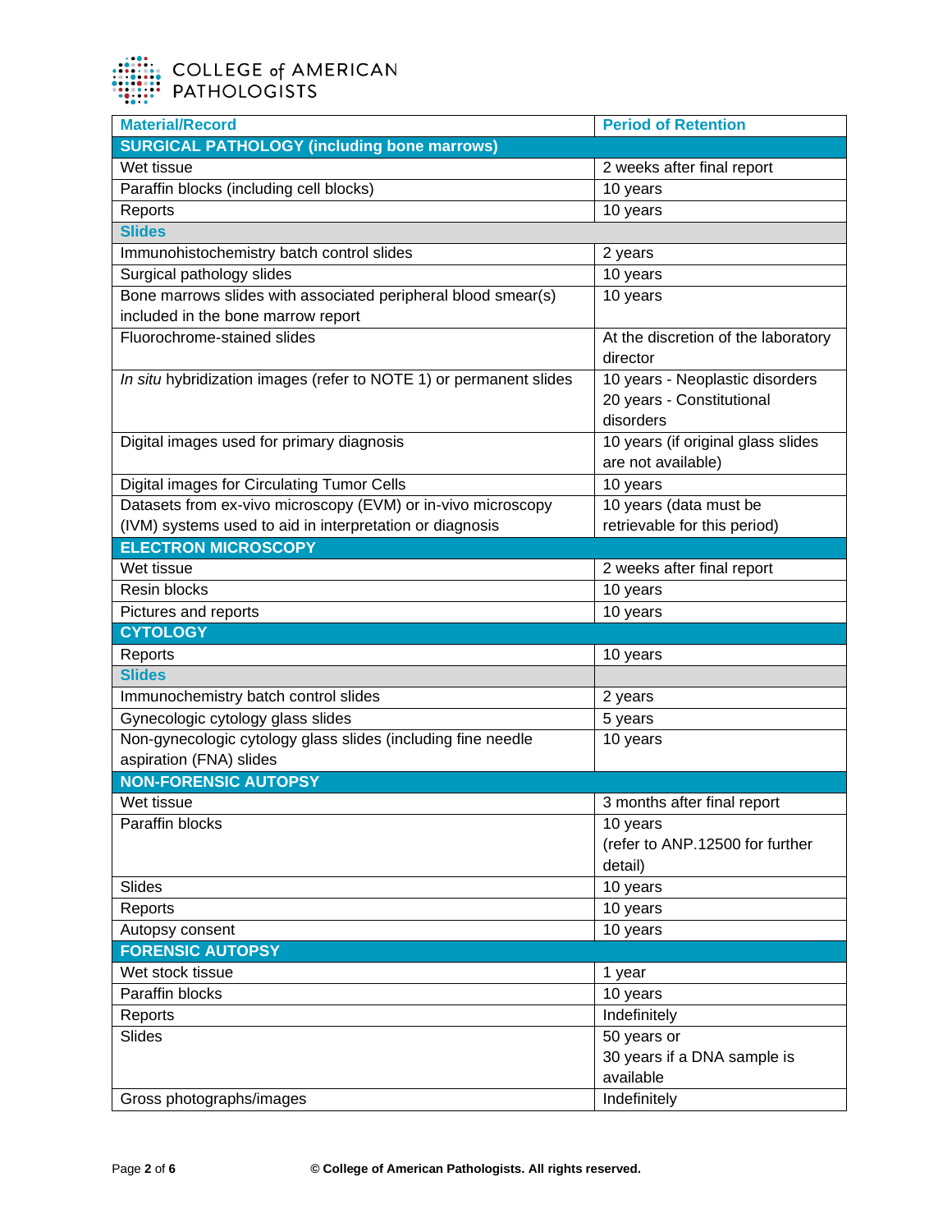| Material/Record | Period of Retention |
|---|---|
| **SURGICAL PATHOLOGY (including bone marrows)** | |
| Wet tissue | 2 weeks after final report |
| Paraffin blocks (including cell blocks) | 10 years |
| Reports | 10 years |
| **Slides** | |
| Immunohistochemistry batch control slides | 2 years |
| Surgical pathology slides | 10 years |
| Bone marrows slides with associated peripheral blood smear(s) included in the bone marrow report | 10 years |
| Fluorochrome-stained slides | At the discretion of the laboratory director |
| *In situ* hybridization images (refer to NOTE 1) or permanent slides | 10 years - Neoplastic disorders<br>20 years - Constitutional disorders |
| Digital images used for primary diagnosis | 10 years (if original glass slides are not available) |
| Digital images for Circulating Tumor Cells | 10 years |
| Datasets from ex-vivo microscopy (EVM) or in-vivo microscopy (IVM) systems used to aid in interpretation or diagnosis | 10 years (data must be retrievable for this period) |
| **ELECTRON MICROSCOPY** | |
| Wet tissue | 2 weeks after final report |
| Resin blocks | 10 years |
| Pictures and reports | 10 years |
| **CYTOLOGY** | |
| Reports | 10 years |
| **Slides** | |
| Immunochemistry batch control slides | 2 years |
| Gynecologic cytology glass slides | 5 years |
| Non-gynecologic cytology glass slides (including fine needle aspiration (FNA) slides | 10 years |
| **NON-FORENSIC AUTOPSY** | |
| Wet tissue | 3 months after final report |
| Paraffin blocks | 10 years<br>(refer to ANP.12500 for further detail) |
| Slides | 10 years |
| Reports | 10 years |
| Autopsy consent | 10 years |
| **FORENSIC AUTOPSY** | |
| Wet stock tissue | 1 year |
| Paraffin blocks | 10 years |
| Reports | Indefinitely |
| Slides | 50 years or<br>30 years if a DNA sample is available |
| Gross photographs/images | Indefinitely |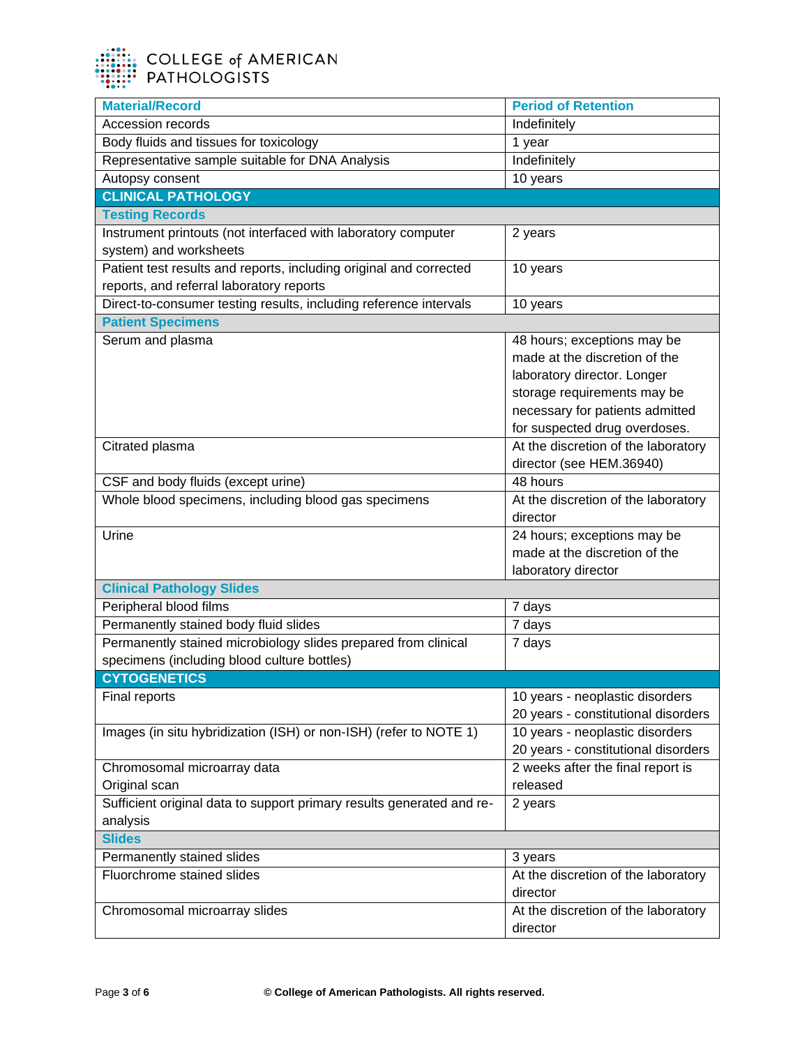| Material/Record | Period of Retention |
|---|---|
| Accession records | Indefinitely |
| Body fluids and tissues for toxicology | 1 year |
| Representative sample suitable for DNA Analysis | Indefinitely |
| Autopsy consent | 10 years |
| **CLINICAL PATHOLOGY** | |
| **Testing Records** | |
| Instrument printouts (not interfaced with laboratory computer system) and worksheets | 2 years |
| Patient test results and reports, including original and corrected reports, and referral laboratory reports | 10 years |
| Direct-to-consumer testing results, including reference intervals | 10 years |
| **Patient Specimens** | |
| Serum and plasma | 48 hours; exceptions may be made at the discretion of the laboratory director. Longer storage requirements may be necessary for patients admitted for suspected drug overdoses. |
| Citrated plasma | At the discretion of the laboratory director (see HEM.36940) |
| CSF and body fluids (except urine) | 48 hours |
| Whole blood specimens, including blood gas specimens | At the discretion of the laboratory director |
| Urine | 24 hours; exceptions may be made at the discretion of the laboratory director |
| **Clinical Pathology Slides** | |
| Peripheral blood films | 7 days |
| Permanently stained body fluid slides | 7 days |
| Permanently stained microbiology slides prepared from clinical specimens (including blood culture bottles) | 7 days |
| **CYTOGENETICS** | |
| Final reports | 10 years - neoplastic disorders<br>20 years - constitutional disorders |
| Images (in situ hybridization (ISH) or non-ISH) (refer to NOTE 1) | 10 years - neoplastic disorders<br>20 years - constitutional disorders |
| Chromosomal microarray data<br>Original scan | 2 weeks after the final report is released |
| Sufficient original data to support primary results generated and re-analysis | 2 years |
| **Slides** | |
| Permanently stained slides | 3 years |
| Fluorchrome stained slides | At the discretion of the laboratory director |
| Chromosomal microarray slides | At the discretion of the laboratory director |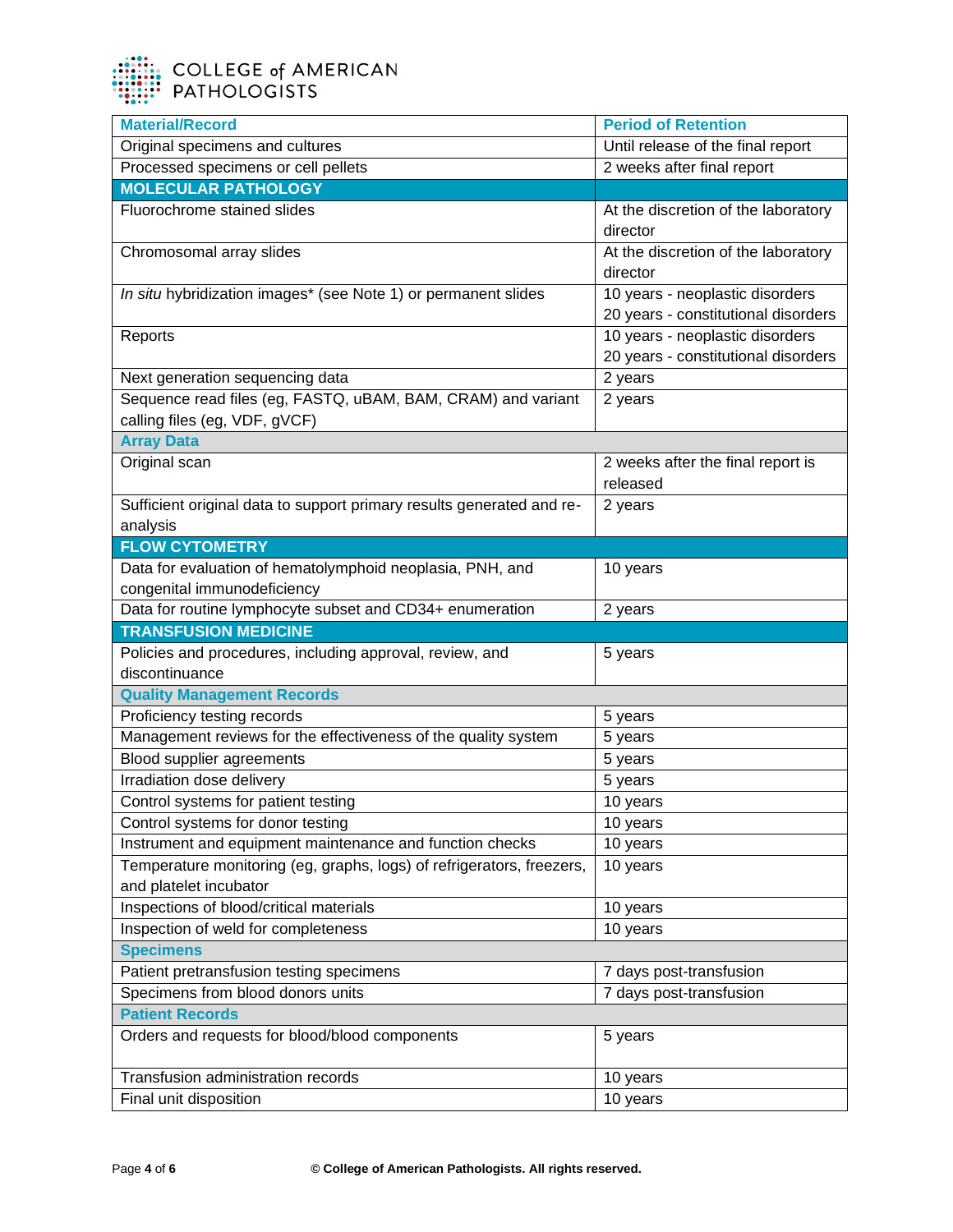| Material/Record | Period of Retention |
|---|---|
| Original specimens and cultures | Until release of the final report |
| Processed specimens or cell pellets | 2 weeks after final report |
| **MOLECULAR PATHOLOGY** | |
| Fluorochrome stained slides | At the discretion of the laboratory director |
| Chromosomal array slides | At the discretion of the laboratory director |
| *In situ* hybridization images* (see Note 1) or permanent slides | 10 years - neoplastic disorders<br>20 years - constitutional disorders |
| Reports | 10 years - neoplastic disorders<br>20 years - constitutional disorders |
| Next generation sequencing data | 2 years |
| Sequence read files (eg, FASTQ, uBAM, BAM, CRAM) and variant calling files (eg, VDF, gVCF) | 2 years |
| **Array Data** | |
| Original scan | 2 weeks after the final report is released |
| Sufficient original data to support primary results generated and re-analysis | 2 years |
| **FLOW CYTOMETRY** | |
| Data for evaluation of hematolymphoid neoplasia, PNH, and congenital immunodeficiency | 10 years |
| Data for routine lymphocyte subset and CD34+ enumeration | 2 years |
| **TRANSFUSION MEDICINE** | |
| Policies and procedures, including approval, review, and discontinuance | 5 years |
| **Quality Management Records** | |
| Proficiency testing records | 5 years |
| Management reviews for the effectiveness of the quality system | 5 years |
| Blood supplier agreements | 5 years |
| Irradiation dose delivery | 5 years |
| Control systems for patient testing | 10 years |
| Control systems for donor testing | 10 years |
| Instrument and equipment maintenance and function checks | 10 years |
| Temperature monitoring (eg, graphs, logs) of refrigerators, freezers, and platelet incubator | 10 years |
| Inspections of blood/critical materials | 10 years |
| Inspection of weld for completeness | 10 years |
| **Specimens** | |
| Patient pretransfusion testing specimens | 7 days post-transfusion |
| Specimens from blood donors units | 7 days post-transfusion |
| **Patient Records** | |
| Orders and requests for blood/blood components | 5 years |
| Transfusion administration records | 10 years |
| Final unit disposition | 10 years |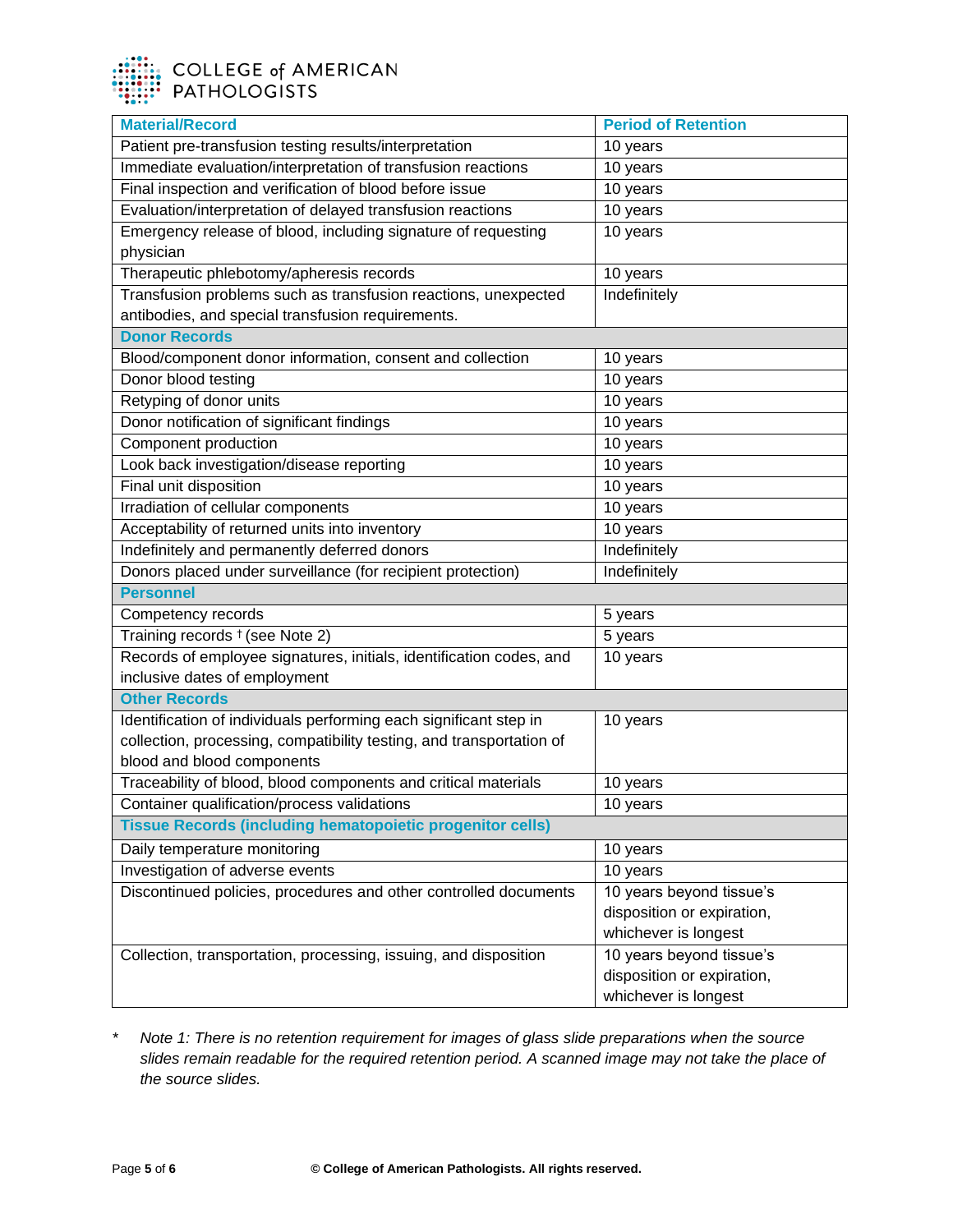| Material/Record | Period of Retention |
|---|---|
| Patient pre-transfusion testing results/interpretation | 10 years |
| Immediate evaluation/interpretation of transfusion reactions | 10 years |
| Final inspection and verification of blood before issue | 10 years |
| Evaluation/interpretation of delayed transfusion reactions | 10 years |
| Emergency release of blood, including signature of requesting physician | 10 years |
| Therapeutic phlebotomy/apheresis records | 10 years |
| Transfusion problems such as transfusion reactions, unexpected antibodies, and special transfusion requirements. | Indefinitely |
| **Donor Records** | |
| Blood/component donor information, consent and collection | 10 years |
| Donor blood testing | 10 years |
| Retyping of donor units | 10 years |
| Donor notification of significant findings | 10 years |
| Component production | 10 years |
| Look back investigation/disease reporting | 10 years |
| Final unit disposition | 10 years |
| Irradiation of cellular components | 10 years |
| Acceptability of returned units into inventory | 10 years |
| Indefinitely and permanently deferred donors | Indefinitely |
| Donors placed under surveillance (for recipient protection) | Indefinitely |
| **Personnel** | |
| Competency records | 5 years |
| Training records † (see Note 2) | 5 years |
| Records of employee signatures, initials, identification codes, and inclusive dates of employment | 10 years |
| **Other Records** | |
| Identification of individuals performing each significant step in collection, processing, compatibility testing, and transportation of blood and blood components | 10 years |
| Traceability of blood, blood components and critical materials | 10 years |
| Container qualification/process validations | 10 years |
| **Tissue Records (including hematopoietic progenitor cells)** | |
| Daily temperature monitoring | 10 years |
| Investigation of adverse events | 10 years |
| Discontinued policies, procedures and other controlled documents | 10 years beyond tissue's disposition or expiration, whichever is longest |
| Collection, transportation, processing, issuing, and disposition | 10 years beyond tissue's disposition or expiration, whichever is longest |

\* *Note 1: There is no retention requirement for images of glass slide preparations when the source slides remain readable for the required retention period. A scanned image may not take the place of the source slides.*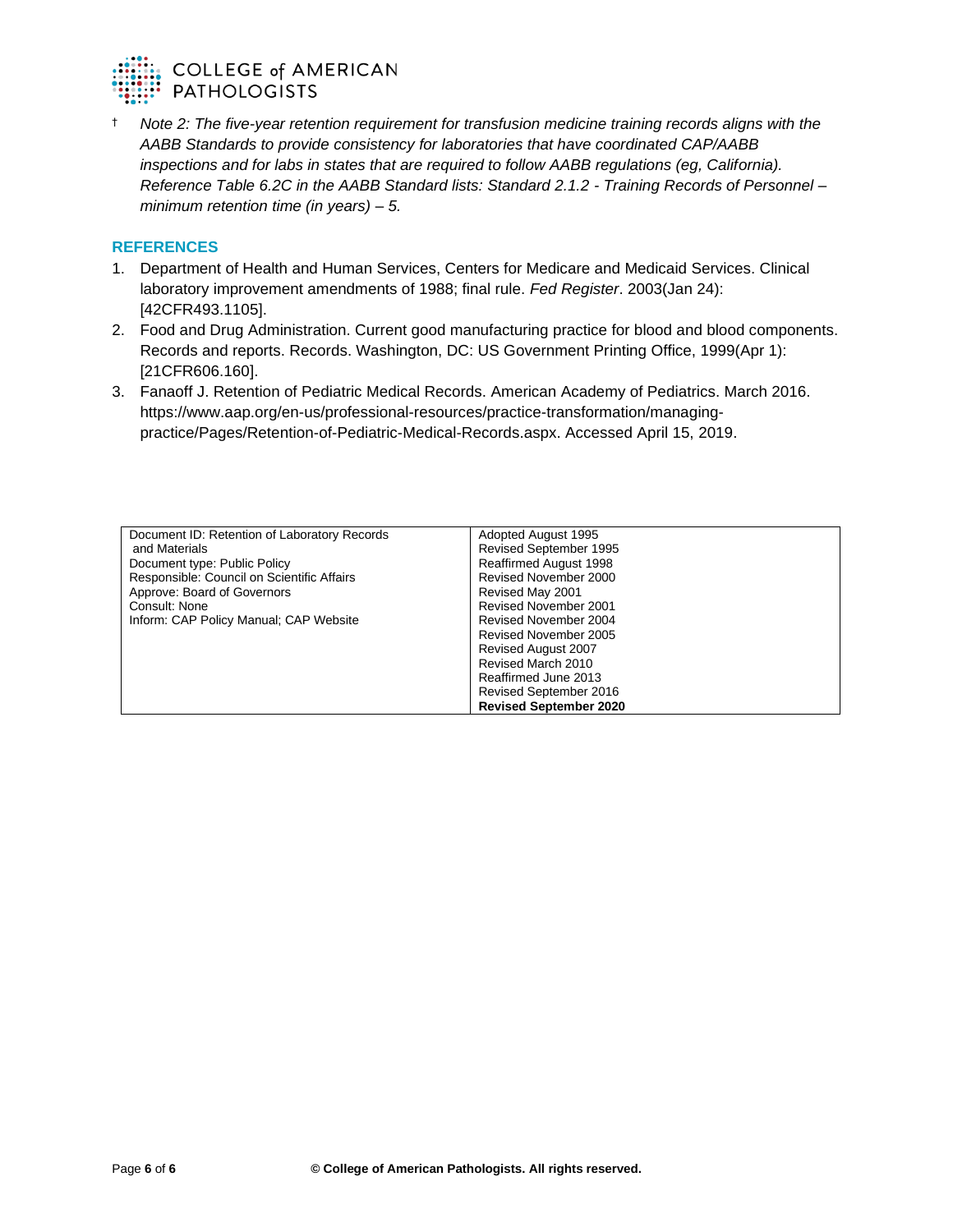† *Note 2: The five-year retention requirement for transfusion medicine training records aligns with the AABB Standards to provide consistency for laboratories that have coordinated CAP/AABB inspections and for labs in states that are required to follow AABB regulations (eg, California). Reference Table 6.2C in the AABB Standard lists: Standard 2.1.2 - Training Records of Personnel – minimum retention time (in years) – 5.*

## REFERENCES

1. Department of Health and Human Services, Centers for Medicare and Medicaid Services. Clinical laboratory improvement amendments of 1988; final rule. *Fed Register*. 2003(Jan 24): [42CFR493.1105].
2. Food and Drug Administration. Current good manufacturing practice for blood and blood components. Records and reports. Records. Washington, DC: US Government Printing Office, 1999(Apr 1): [21CFR606.160].
3. Fanaoff J. Retention of Pediatric Medical Records. American Academy of Pediatrics. March 2016. https://www.aap.org/en-us/professional-resources/practice-transformation/managing-practice/Pages/Retention-of-Pediatric-Medical-Records.aspx. Accessed April 15, 2019.

| | |
|---|---|
| Document ID: Retention of Laboratory Records and Materials<br>Document type: Public Policy<br>Responsible: Council on Scientific Affairs<br>Approve: Board of Governors<br>Consult: None<br>Inform: CAP Policy Manual; CAP Website | Adopted August 1995<br>Revised September 1995<br>Reaffirmed August 1998<br>Revised November 2000<br>Revised May 2001<br>Revised November 2001<br>Revised November 2004<br>Revised November 2005<br>Revised August 2007<br>Revised March 2010<br>Reaffirmed June 2013<br>Revised September 2016<br>**Revised September 2020** |